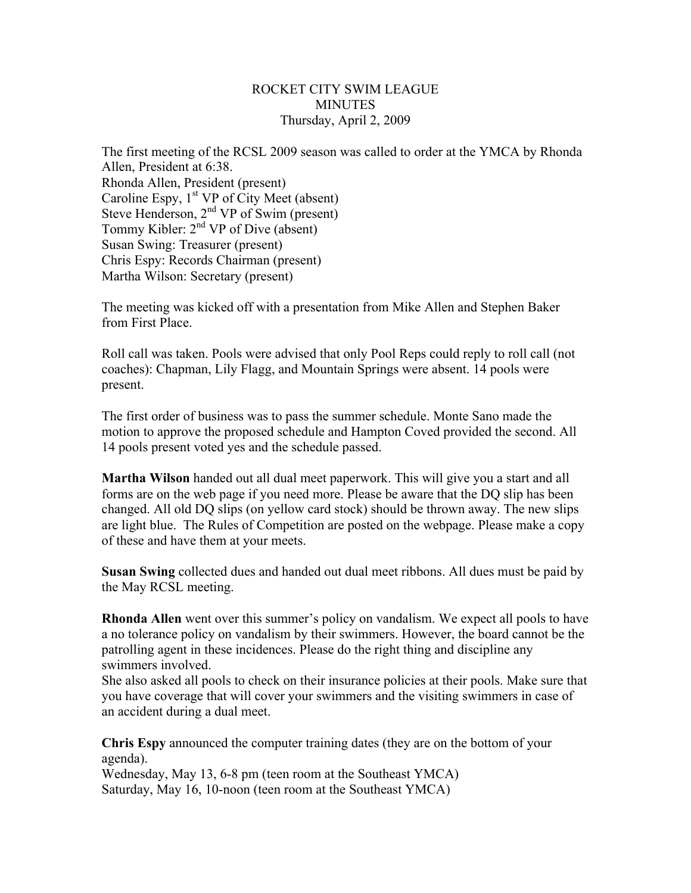# ROCKET CITY SWIM LEAGUE
## MINUTES
### Thursday, April 2, 2009

The first meeting of the RCSL 2009 season was called to order at the YMCA by Rhonda Allen, President at 6:38.
Rhonda Allen, President (present)
Caroline Espy, 1st VP of City Meet (absent)
Steve Henderson, 2nd VP of Swim (present)
Tommy Kibler: 2nd VP of Dive (absent)
Susan Swing: Treasurer (present)
Chris Espy: Records Chairman (present)
Martha Wilson: Secretary (present)

The meeting was kicked off with a presentation from Mike Allen and Stephen Baker from First Place.

Roll call was taken. Pools were advised that only Pool Reps could reply to roll call (not coaches): Chapman, Lily Flagg, and Mountain Springs were absent. 14 pools were present.

The first order of business was to pass the summer schedule. Monte Sano made the motion to approve the proposed schedule and Hampton Coved provided the second. All 14 pools present voted yes and the schedule passed.

**Martha Wilson** handed out all dual meet paperwork. This will give you a start and all forms are on the web page if you need more. Please be aware that the DQ slip has been changed. All old DQ slips (on yellow card stock) should be thrown away. The new slips are light blue. The Rules of Competition are posted on the webpage. Please make a copy of these and have them at your meets.

**Susan Swing** collected dues and handed out dual meet ribbons. All dues must be paid by the May RCSL meeting.

**Rhonda Allen** went over this summer's policy on vandalism. We expect all pools to have a no tolerance policy on vandalism by their swimmers. However, the board cannot be the patrolling agent in these incidences. Please do the right thing and discipline any swimmers involved.
She also asked all pools to check on their insurance policies at their pools. Make sure that you have coverage that will cover your swimmers and the visiting swimmers in case of an accident during a dual meet.

**Chris Espy** announced the computer training dates (they are on the bottom of your agenda).
Wednesday, May 13, 6-8 pm (teen room at the Southeast YMCA)
Saturday, May 16, 10-noon (teen room at the Southeast YMCA)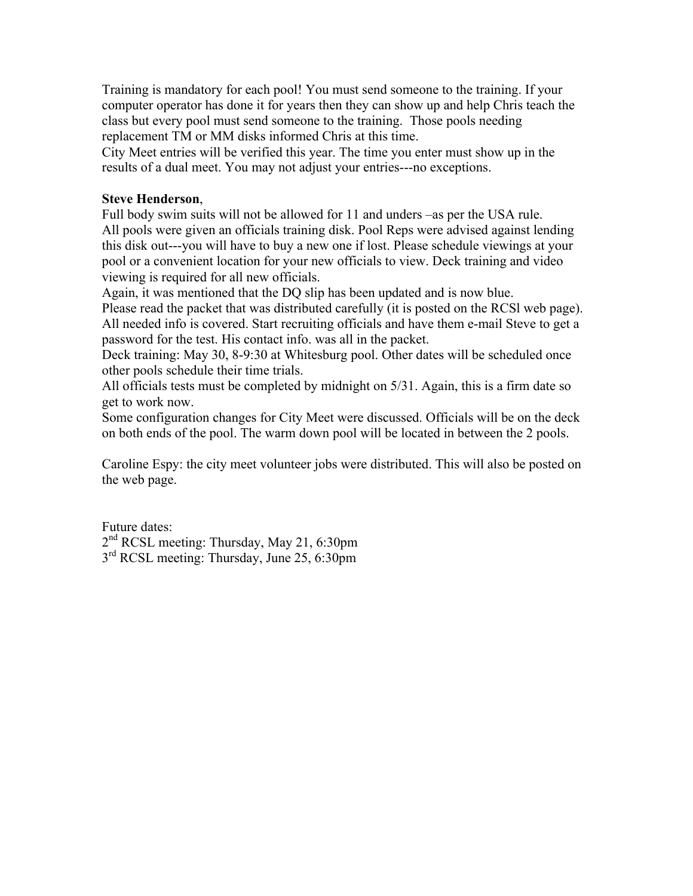Training is mandatory for each pool! You must send someone to the training. If your computer operator has done it for years then they can show up and help Chris teach the class but every pool must send someone to the training. Those pools needing replacement TM or MM disks informed Chris at this time.
City Meet entries will be verified this year. The time you enter must show up in the results of a dual meet. You may not adjust your entries---no exceptions.

**Steve Henderson**,
Full body swim suits will not be allowed for 11 and unders –as per the USA rule.
All pools were given an officials training disk. Pool Reps were advised against lending this disk out---you will have to buy a new one if lost. Please schedule viewings at your pool or a convenient location for your new officials to view. Deck training and video viewing is required for all new officials.
Again, it was mentioned that the DQ slip has been updated and is now blue.
Please read the packet that was distributed carefully (it is posted on the RCSl web page). All needed info is covered. Start recruiting officials and have them e-mail Steve to get a password for the test. His contact info. was all in the packet.
Deck training: May 30, 8-9:30 at Whitesburg pool. Other dates will be scheduled once other pools schedule their time trials.
All officials tests must be completed by midnight on 5/31. Again, this is a firm date so get to work now.
Some configuration changes for City Meet were discussed. Officials will be on the deck on both ends of the pool. The warm down pool will be located in between the 2 pools.

Caroline Espy: the city meet volunteer jobs were distributed. This will also be posted on the web page.

Future dates:
2nd RCSL meeting: Thursday, May 21, 6:30pm
3rd RCSL meeting: Thursday, June 25, 6:30pm